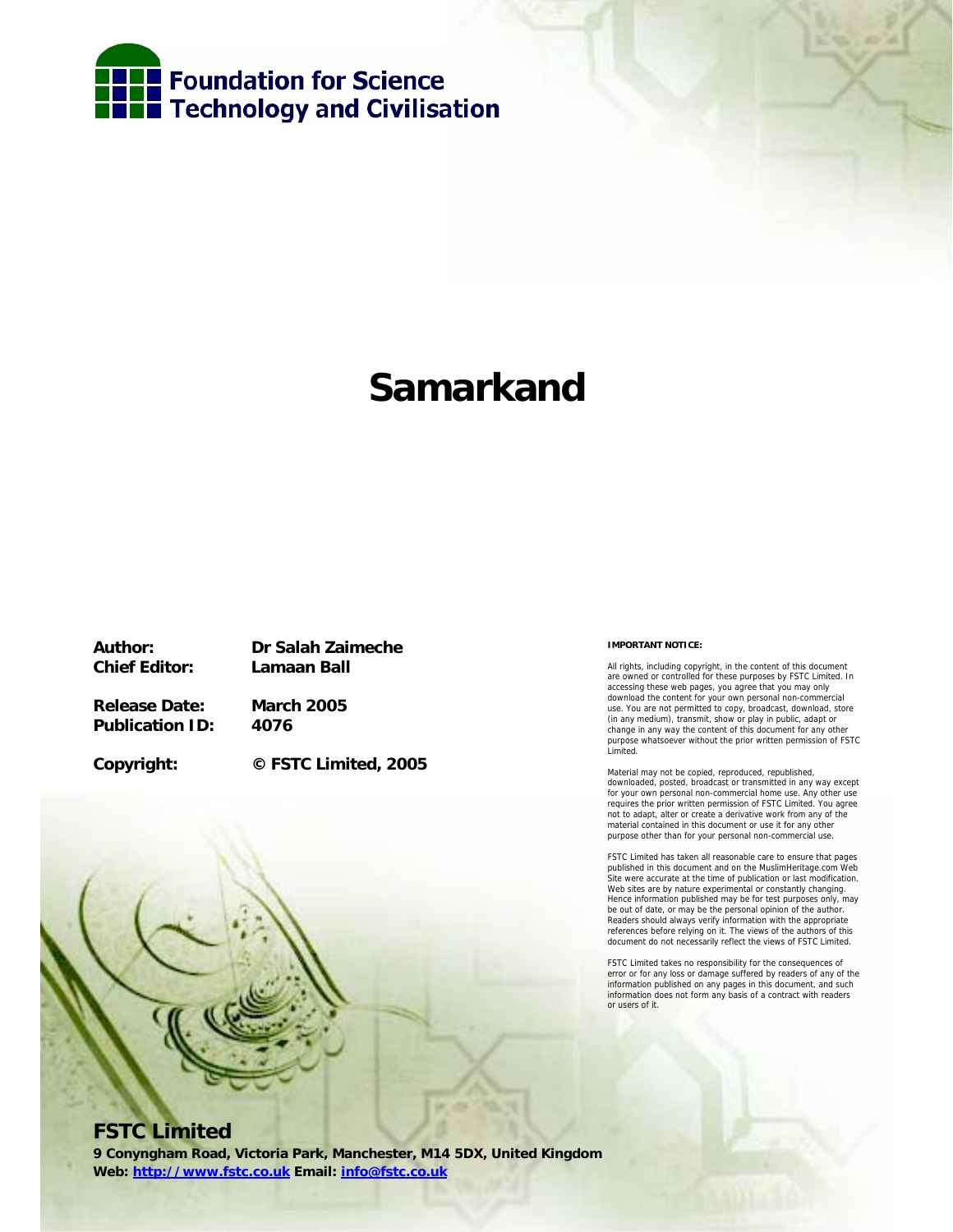Foundation for Science Technology and Civilisation

# Samarkand

| | |
|---|---|
| **Author:** | **Dr Salah Zaimeche** |
| **Chief Editor:** | **Lamaan Ball** |
| **Release Date:** | **March 2005** |
| **Publication ID:** | **4076** |
| **Copyright:** | **© FSTC Limited, 2005** |

**IMPORTANT NOTICE:**

All rights, including copyright, in the content of this document are owned or controlled for these purposes by FSTC Limited. In accessing these web pages, you agree that you may only download the content for your own personal non-commercial use. You are not permitted to copy, broadcast, download, store (in any medium), transmit, show or play in public, adapt or change in any way the content of this document for any other purpose whatsoever without the prior written permission of FSTC Limited.

Material may not be copied, reproduced, republished, downloaded, posted, broadcast or transmitted in any way except for your own personal non-commercial home use. Any other use requires the prior written permission of FSTC Limited. You agree not to adapt, alter or create a derivative work from any of the material contained in this document or use it for any other purpose other than for your personal non-commercial use.

FSTC Limited has taken all reasonable care to ensure that pages published in this document and on the MuslimHeritage.com Web Site were accurate at the time of publication or last modification. Web sites are by nature experimental or constantly changing. Hence information published may be for test purposes only, may be out of date, or may be the personal opinion of the author. Readers should always verify information with the appropriate references before relying on it. The views of the authors of this document do not necessarily reflect the views of FSTC Limited.

FSTC Limited takes no responsibility for the consequences of error or for any loss or damage suffered by readers of any of the information published on any pages in this document, and such information does not form any basis of a contract with readers or users of it.

**FSTC Limited**

**9 Conyngham Road, Victoria Park, Manchester, M14 5DX, United Kingdom**

**Web: http://www.fstc.co.uk Email: info@fstc.co.uk**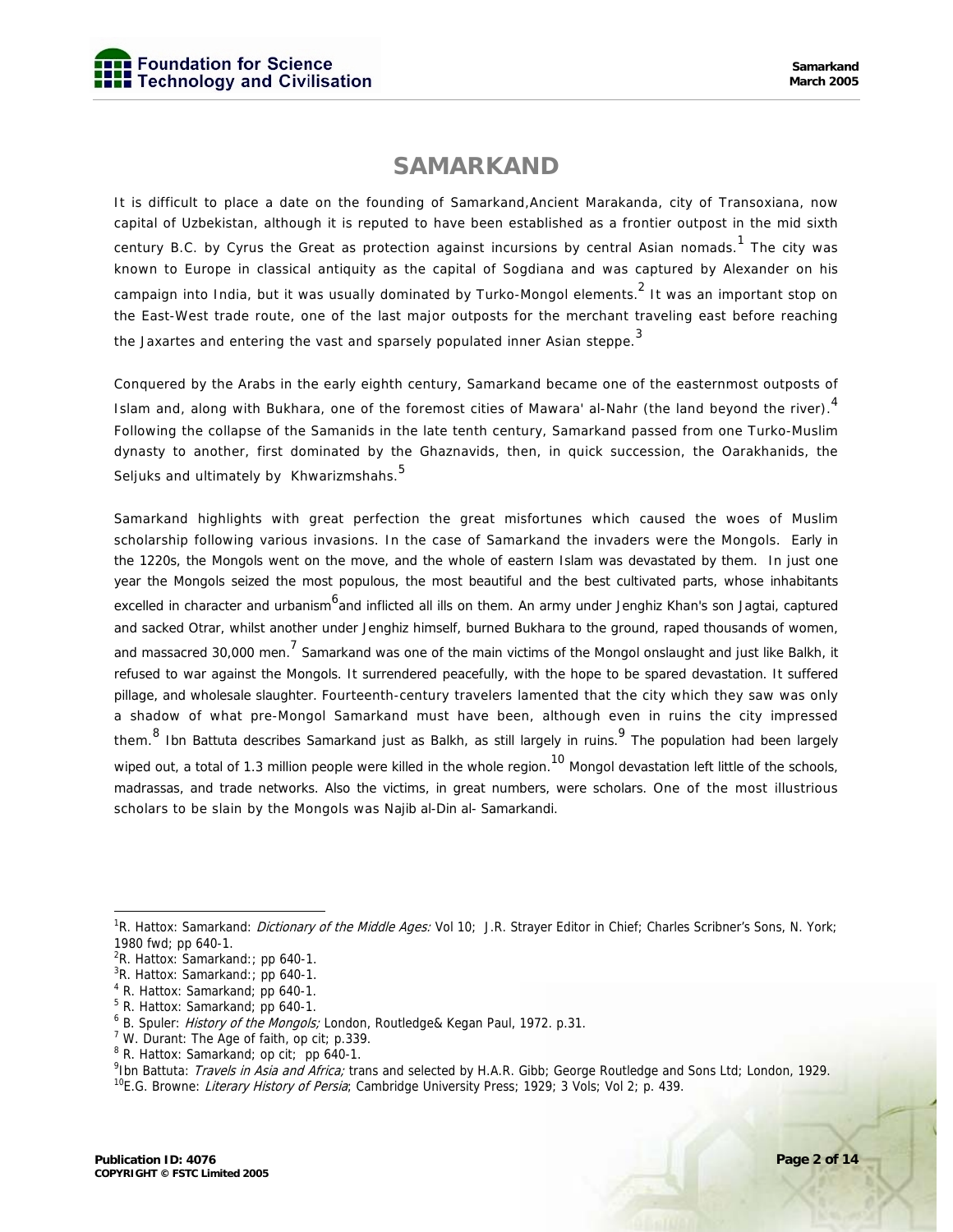# SAMARKAND

It is difficult to place a date on the founding of Samarkand,Ancient Marakanda, city of Transoxiana, now capital of Uzbekistan, although it is reputed to have been established as a frontier outpost in the mid sixth century B.C. by Cyrus the Great as protection against incursions by central Asian nomads.[1] The city was known to Europe in classical antiquity as the capital of Sogdiana and was captured by Alexander on his campaign into India, but it was usually dominated by Turko-Mongol elements.[2] It was an important stop on the East-West trade route, one of the last major outposts for the merchant traveling east before reaching the Jaxartes and entering the vast and sparsely populated inner Asian steppe.[3]

Conquered by the Arabs in the early eighth century, Samarkand became one of the easternmost outposts of Islam and, along with Bukhara, one of the foremost cities of Mawara' al-Nahr (the land beyond the river).[4] Following the collapse of the Samanids in the late tenth century, Samarkand passed from one Turko-Muslim dynasty to another, first dominated by the Ghaznavids, then, in quick succession, the Oarakhanids, the Seljuks and ultimately by Khwarizmshahs.[5]

Samarkand highlights with great perfection the great misfortunes which caused the woes of Muslim scholarship following various invasions. In the case of Samarkand the invaders were the Mongols. Early in the 1220s, the Mongols went on the move, and the whole of eastern Islam was devastated by them. In just one year the Mongols seized the most populous, the most beautiful and the best cultivated parts, whose inhabitants excelled in character and urbanism[6]and inflicted all ills on them. An army under Jenghiz Khan's son Jagtai, captured and sacked Otrar, whilst another under Jenghiz himself, burned Bukhara to the ground, raped thousands of women, and massacred 30,000 men.[7] Samarkand was one of the main victims of the Mongol onslaught and just like Balkh, it refused to war against the Mongols. It surrendered peacefully, with the hope to be spared devastation. It suffered pillage, and wholesale slaughter. Fourteenth-century travelers lamented that the city which they saw was only a shadow of what pre-Mongol Samarkand must have been, although even in ruins the city impressed them.[8] Ibn Battuta describes Samarkand just as Balkh, as still largely in ruins.[9] The population had been largely wiped out, a total of 1.3 million people were killed in the whole region.[10] Mongol devastation left little of the schools, madrassas, and trade networks. Also the victims, in great numbers, were scholars. One of the most illustrious scholars to be slain by the Mongols was Najib al-Din al- Samarkandi.

---

[1] R. Hattox: Samarkand: *Dictionary of the Middle Ages:* Vol 10; J.R. Strayer Editor in Chief; Charles Scribner's Sons, N. York; 1980 fwd; pp 640-1.
[2] R. Hattox: Samarkand:; pp 640-1.
[3] R. Hattox: Samarkand:; pp 640-1.
[4] R. Hattox: Samarkand; pp 640-1.
[5] R. Hattox: Samarkand; pp 640-1.
[6] B. Spuler: *History of the Mongols;* London, Routledge& Kegan Paul, 1972. p.31.
[7] W. Durant: The Age of faith, op cit; p.339.
[8] R. Hattox: Samarkand; op cit; pp 640-1.
[9] Ibn Battuta: *Travels in Asia and Africa;* trans and selected by H.A.R. Gibb; George Routledge and Sons Ltd; London, 1929.
[10] E.G. Browne: *Literary History of Persia*; Cambridge University Press; 1929; 3 Vols; Vol 2; p. 439.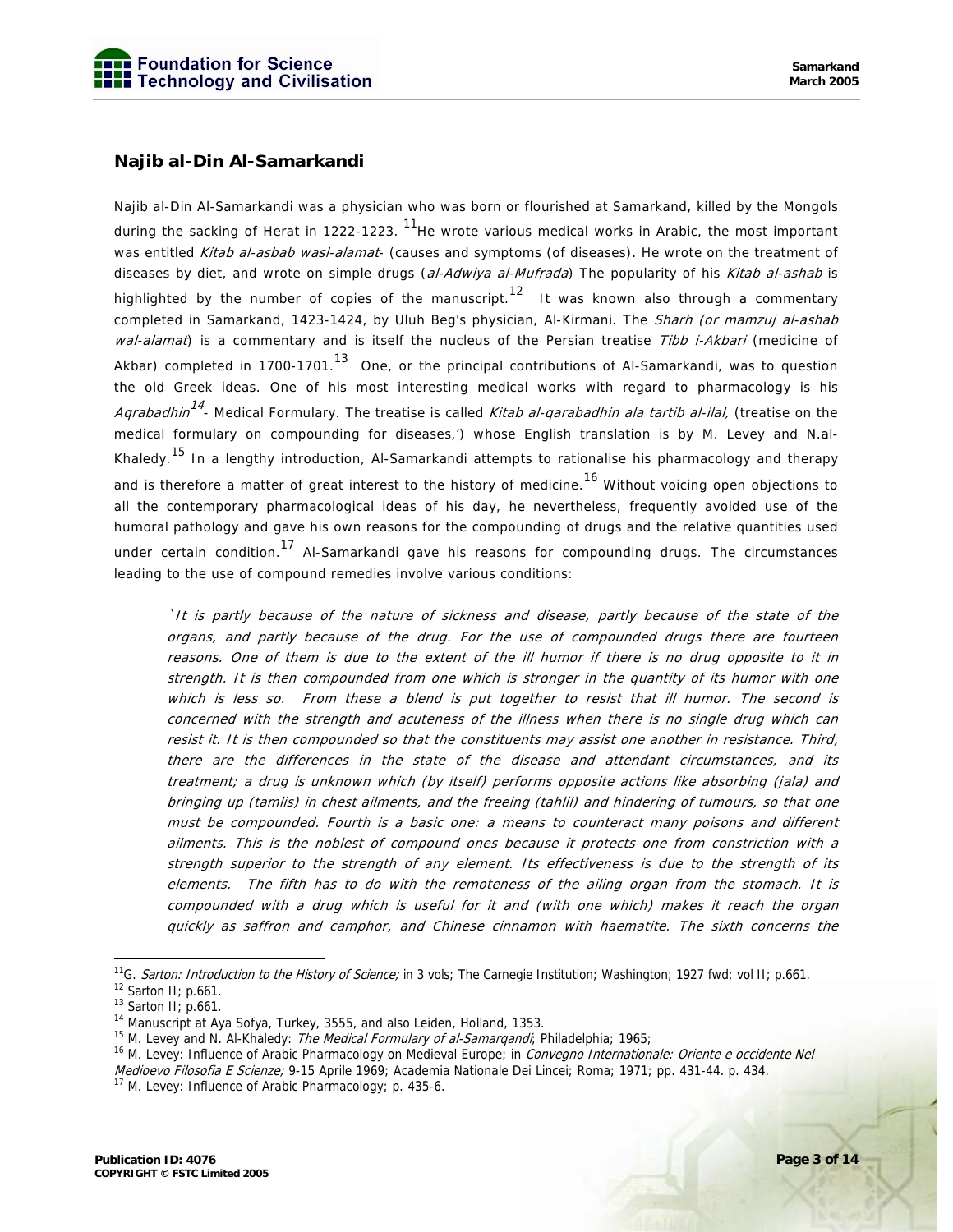## Najib al-Din Al-Samarkandi

Najib al-Din Al-Samarkandi was a physician who was born or flourished at Samarkand, killed by the Mongols during the sacking of Herat in 1222-1223. [11]He wrote various medical works in Arabic, the most important was entitled *Kitab al-asbab wasl-alamat*- (causes and symptoms (of diseases). He wrote on the treatment of diseases by diet, and wrote on simple drugs (*al-Adwiya al-Mufrada*) The popularity of his *Kitab al-ashab* is highlighted by the number of copies of the manuscript.[12] It was known also through a commentary completed in Samarkand, 1423-1424, by Uluh Beg's physician, Al-Kirmani. The *Sharh (or mamzuj al-ashab wal-alamat*) is a commentary and is itself the nucleus of the Persian treatise *Tibb i-Akbari* (medicine of Akbar) completed in 1700-1701.[13] One, or the principal contributions of Al-Samarkandi, was to question the old Greek ideas. One of his most interesting medical works with regard to pharmacology is his *Aqrabadhin*[14]- Medical Formulary. The treatise is called *Kitab al-qarabadhin ala tartib al-ilal,* (treatise on the medical formulary on compounding for diseases,') whose English translation is by M. Levey and N.al-Khaledy.[15] In a lengthy introduction, Al-Samarkandi attempts to rationalise his pharmacology and therapy and is therefore a matter of great interest to the history of medicine.[16] Without voicing open objections to all the contemporary pharmacological ideas of his day, he nevertheless, frequently avoided use of the humoral pathology and gave his own reasons for the compounding of drugs and the relative quantities used under certain condition.[17] Al-Samarkandi gave his reasons for compounding drugs. The circumstances leading to the use of compound remedies involve various conditions:

> *`It is partly because of the nature of sickness and disease, partly because of the state of the organs, and partly because of the drug. For the use of compounded drugs there are fourteen reasons. One of them is due to the extent of the ill humor if there is no drug opposite to it in strength. It is then compounded from one which is stronger in the quantity of its humor with one which is less so. From these a blend is put together to resist that ill humor. The second is concerned with the strength and acuteness of the illness when there is no single drug which can resist it. It is then compounded so that the constituents may assist one another in resistance. Third, there are the differences in the state of the disease and attendant circumstances, and its treatment; a drug is unknown which (by itself) performs opposite actions like absorbing (jala) and bringing up (tamlis) in chest ailments, and the freeing (tahlil) and hindering of tumours, so that one must be compounded. Fourth is a basic one: a means to counteract many poisons and different ailments. This is the noblest of compound ones because it protects one from constriction with a strength superior to the strength of any element. Its effectiveness is due to the strength of its elements. The fifth has to do with the remoteness of the ailing organ from the stomach. It is compounded with a drug which is useful for it and (with one which) makes it reach the organ quickly as saffron and camphor, and Chinese cinnamon with haematite. The sixth concerns the*

---

[11] G. *Sarton: Introduction to the History of Science;* in 3 vols; The Carnegie Institution; Washington; 1927 fwd; vol II; p.661.
[12] Sarton II; p.661.
[13] Sarton II; p.661.
[14] Manuscript at Aya Sofya, Turkey, 3555, and also Leiden, Holland, 1353.
[15] M. Levey and N. Al-Khaledy: *The Medical Formulary of al-Samarqandi*; Philadelphia; 1965;
[16] M. Levey: Influence of Arabic Pharmacology on Medieval Europe; in *Convegno Internationale: Oriente e occidente Nel Medioevo Filosofia E Scienze;* 9-15 Aprile 1969; Academia Nationale Dei Lincei; Roma; 1971; pp. 431-44. p. 434.
[17] M. Levey: Influence of Arabic Pharmacology; p. 435-6.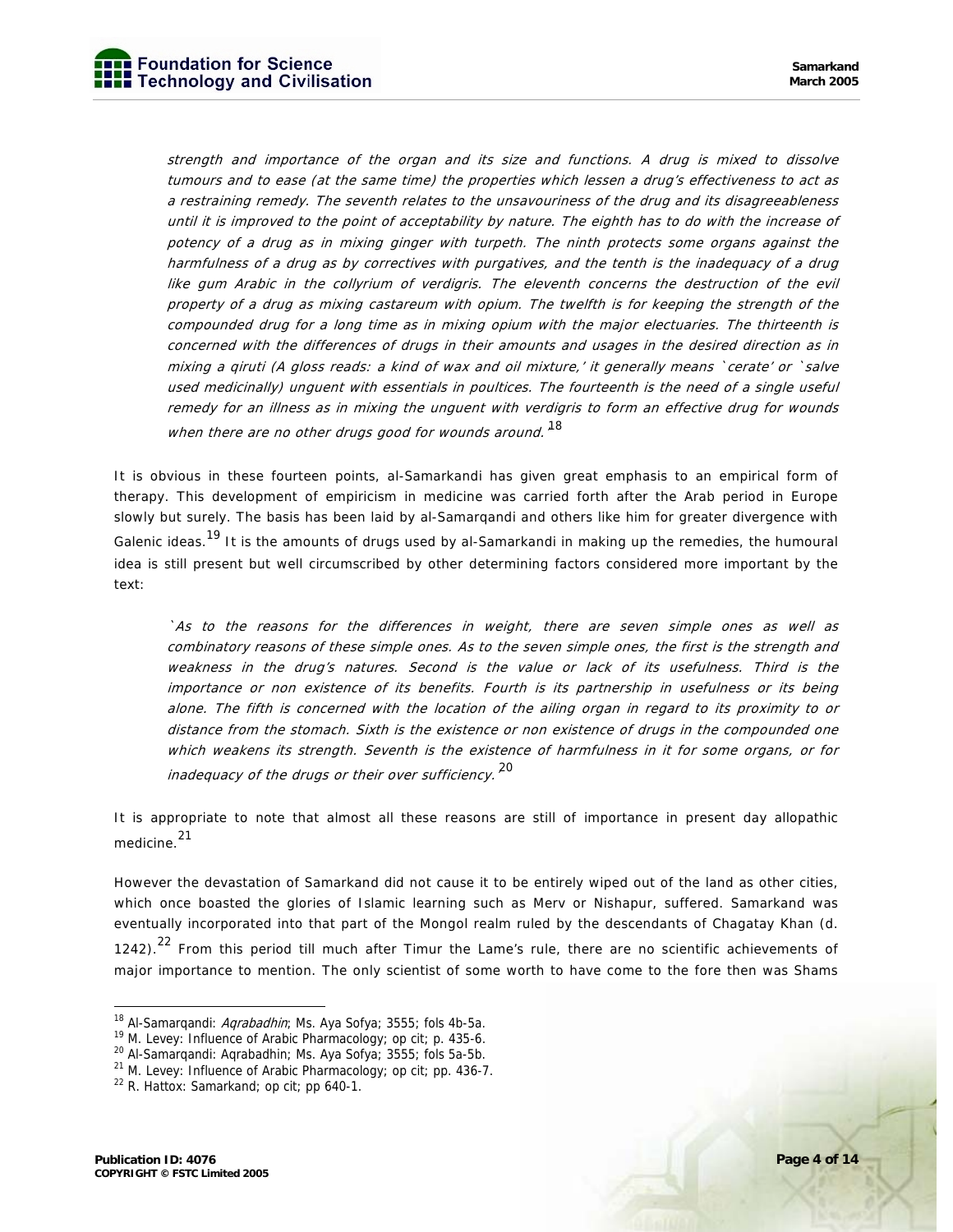*strength and importance of the organ and its size and functions. A drug is mixed to dissolve tumours and to ease (at the same time) the properties which lessen a drug's effectiveness to act as a restraining remedy. The seventh relates to the unsavouriness of the drug and its disagreeableness until it is improved to the point of acceptability by nature. The eighth has to do with the increase of potency of a drug as in mixing ginger with turpeth. The ninth protects some organs against the harmfulness of a drug as by correctives with purgatives, and the tenth is the inadequacy of a drug like gum Arabic in the collyrium of verdigris. The eleventh concerns the destruction of the evil property of a drug as mixing castareum with opium. The twelfth is for keeping the strength of the compounded drug for a long time as in mixing opium with the major electuaries. The thirteenth is concerned with the differences of drugs in their amounts and usages in the desired direction as in mixing a qiruti (A gloss reads: a kind of wax and oil mixture,' it generally means `cerate' or `salve used medicinally) unguent with essentials in poultices. The fourteenth is the need of a single useful remedy for an illness as in mixing the unguent with verdigris to form an effective drug for wounds when there are no other drugs good for wounds around.*[18]

It is obvious in these fourteen points, al-Samarkandi has given great emphasis to an empirical form of therapy. This development of empiricism in medicine was carried forth after the Arab period in Europe slowly but surely. The basis has been laid by al-Samarqandi and others like him for greater divergence with Galenic ideas.[19] It is the amounts of drugs used by al-Samarkandi in making up the remedies, the humoural idea is still present but well circumscribed by other determining factors considered more important by the text:

*`As to the reasons for the differences in weight, there are seven simple ones as well as combinatory reasons of these simple ones. As to the seven simple ones, the first is the strength and weakness in the drug's natures. Second is the value or lack of its usefulness. Third is the importance or non existence of its benefits. Fourth is its partnership in usefulness or its being alone. The fifth is concerned with the location of the ailing organ in regard to its proximity to or distance from the stomach. Sixth is the existence or non existence of drugs in the compounded one which weakens its strength. Seventh is the existence of harmfulness in it for some organs, or for inadequacy of the drugs or their over sufficiency.*[20]

It is appropriate to note that almost all these reasons are still of importance in present day allopathic medicine.[21]

However the devastation of Samarkand did not cause it to be entirely wiped out of the land as other cities, which once boasted the glories of Islamic learning such as Merv or Nishapur, suffered. Samarkand was eventually incorporated into that part of the Mongol realm ruled by the descendants of Chagatay Khan (d. 1242).[22] From this period till much after Timur the Lame's rule, there are no scientific achievements of major importance to mention. The only scientist of some worth to have come to the fore then was Shams

---

[18] Al-Samarqandi: *Aqrabadhin*; Ms. Aya Sofya; 3555; fols 4b-5a.

[19] M. Levey: Influence of Arabic Pharmacology; op cit; p. 435-6.

[20] Al-Samarqandi: Aqrabadhin; Ms. Aya Sofya; 3555; fols 5a-5b.

[21] M. Levey: Influence of Arabic Pharmacology; op cit; pp. 436-7.

[22] R. Hattox: Samarkand; op cit; pp 640-1.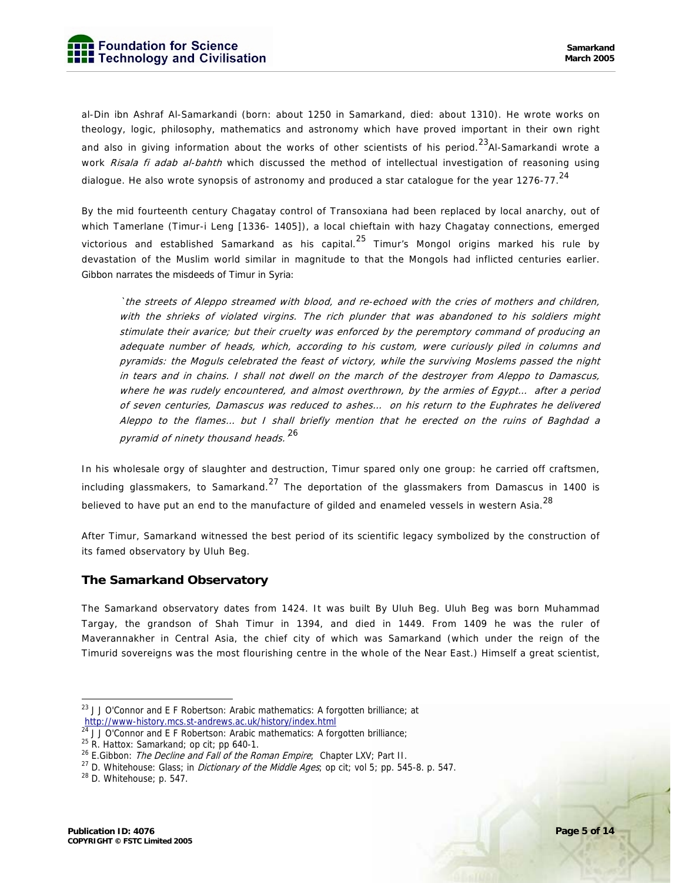al-Din ibn Ashraf Al-Samarkandi (born: about 1250 in Samarkand, died: about 1310). He wrote works on theology, logic, philosophy, mathematics and astronomy which have proved important in their own right and also in giving information about the works of other scientists of his period.[23] Al-Samarkandi wrote a work *Risala fi adab al-bahth* which discussed the method of intellectual investigation of reasoning using dialogue. He also wrote synopsis of astronomy and produced a star catalogue for the year 1276-77.[24]

By the mid fourteenth century Chagatay control of Transoxiana had been replaced by local anarchy, out of which Tamerlane (Timur-i Leng [1336- 1405]), a local chieftain with hazy Chagatay connections, emerged victorious and established Samarkand as his capital.[25] Timur's Mongol origins marked his rule by devastation of the Muslim world similar in magnitude to that the Mongols had inflicted centuries earlier. Gibbon narrates the misdeeds of Timur in Syria:

> *`the streets of Aleppo streamed with blood, and re-echoed with the cries of mothers and children, with the shrieks of violated virgins. The rich plunder that was abandoned to his soldiers might stimulate their avarice; but their cruelty was enforced by the peremptory command of producing an adequate number of heads, which, according to his custom, were curiously piled in columns and pyramids: the Moguls celebrated the feast of victory, while the surviving Moslems passed the night in tears and in chains. I shall not dwell on the march of the destroyer from Aleppo to Damascus, where he was rudely encountered, and almost overthrown, by the armies of Egypt... after a period of seven centuries, Damascus was reduced to ashes... on his return to the Euphrates he delivered Aleppo to the flames... but I shall briefly mention that he erected on the ruins of Baghdad a pyramid of ninety thousand heads.*[26]

In his wholesale orgy of slaughter and destruction, Timur spared only one group: he carried off craftsmen, including glassmakers, to Samarkand.[27] The deportation of the glassmakers from Damascus in 1400 is believed to have put an end to the manufacture of gilded and enameled vessels in western Asia.[28]

After Timur, Samarkand witnessed the best period of its scientific legacy symbolized by the construction of its famed observatory by Uluh Beg.

## The Samarkand Observatory

The Samarkand observatory dates from 1424. It was built By Uluh Beg. Uluh Beg was born Muhammad Targay, the grandson of Shah Timur in 1394, and died in 1449. From 1409 he was the ruler of Maverannakher in Central Asia, the chief city of which was Samarkand (which under the reign of the Timurid sovereigns was the most flourishing centre in the whole of the Near East.) Himself a great scientist,

---

[23] J J O'Connor and E F Robertson: Arabic mathematics: A forgotten brilliance; at http://www-history.mcs.st-andrews.ac.uk/history/index.html

[24] J J O'Connor and E F Robertson: Arabic mathematics: A forgotten brilliance;

[25] R. Hattox: Samarkand; op cit; pp 640-1.

[26] E.Gibbon: *The Decline and Fall of the Roman Empire*; Chapter LXV; Part II.

[27] D. Whitehouse: Glass; in *Dictionary of the Middle Ages*; op cit; vol 5; pp. 545-8. p. 547.

[28] D. Whitehouse; p. 547.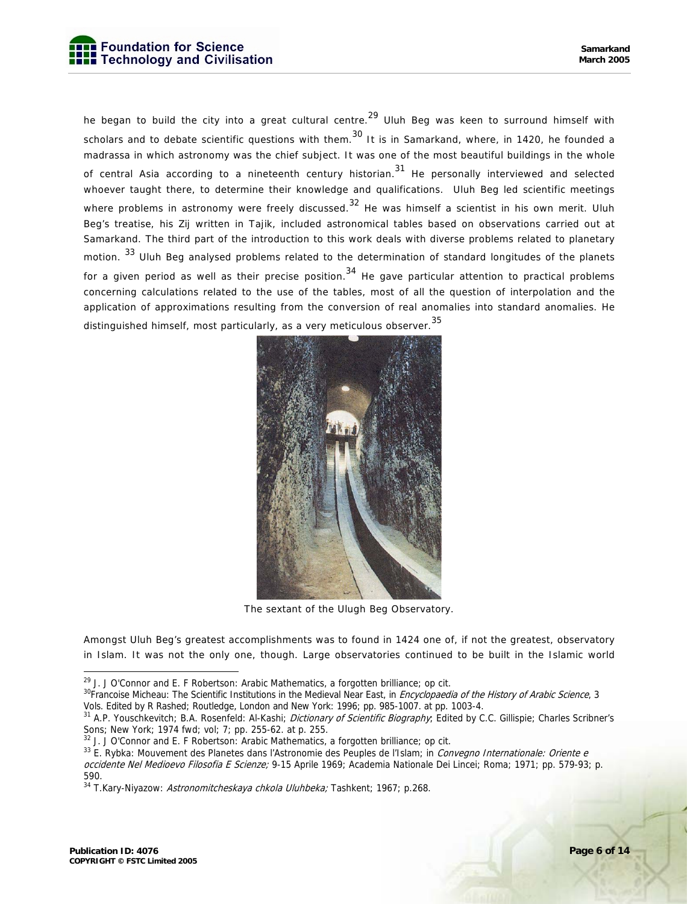he began to build the city into a great cultural centre.[29] Uluh Beg was keen to surround himself with scholars and to debate scientific questions with them.[30] It is in Samarkand, where, in 1420, he founded a madrassa in which astronomy was the chief subject. It was one of the most beautiful buildings in the whole of central Asia according to a nineteenth century historian.[31] He personally interviewed and selected whoever taught there, to determine their knowledge and qualifications. Uluh Beg led scientific meetings where problems in astronomy were freely discussed.[32] He was himself a scientist in his own merit. Uluh Beg's treatise, his Zij written in Tajik, included astronomical tables based on observations carried out at Samarkand. The third part of the introduction to this work deals with diverse problems related to planetary motion. [33] Uluh Beg analysed problems related to the determination of standard longitudes of the planets for a given period as well as their precise position.[34] He gave particular attention to practical problems concerning calculations related to the use of the tables, most of all the question of interpolation and the application of approximations resulting from the conversion of real anomalies into standard anomalies. He distinguished himself, most particularly, as a very meticulous observer.[35]

The sextant of the Ulugh Beg Observatory.

Amongst Uluh Beg's greatest accomplishments was to found in 1424 one of, if not the greatest, observatory in Islam. It was not the only one, though. Large observatories continued to be built in the Islamic world

---

[29] J. J O'Connor and E. F Robertson: Arabic Mathematics, a forgotten brilliance; op cit.

[30] Francoise Micheau: The Scientific Institutions in the Medieval Near East, in *Encyclopaedia of the History of Arabic Science*, 3 Vols. Edited by R Rashed; Routledge, London and New York: 1996; pp. 985-1007. at pp. 1003-4.

[31] A.P. Youschkevitch; B.A. Rosenfeld: Al-Kashi; *Dictionary of Scientific Biography*; Edited by C.C. Gillispie; Charles Scribner's Sons; New York; 1974 fwd; vol; 7; pp. 255-62. at p. 255.

[32] J. J O'Connor and E. F Robertson: Arabic Mathematics, a forgotten brilliance; op cit.

[33] E. Rybka: Mouvement des Planetes dans l'Astronomie des Peuples de l'Islam; in *Convegno Internationale: Oriente e occidente Nel Medioevo Filosofia E Scienze;* 9-15 Aprile 1969; Academia Nationale Dei Lincei; Roma; 1971; pp. 579-93; p. 590.

[34] T.Kary-Niyazow: *Astronomitcheskaya chkola Uluhbeka;* Tashkent; 1967; p.268.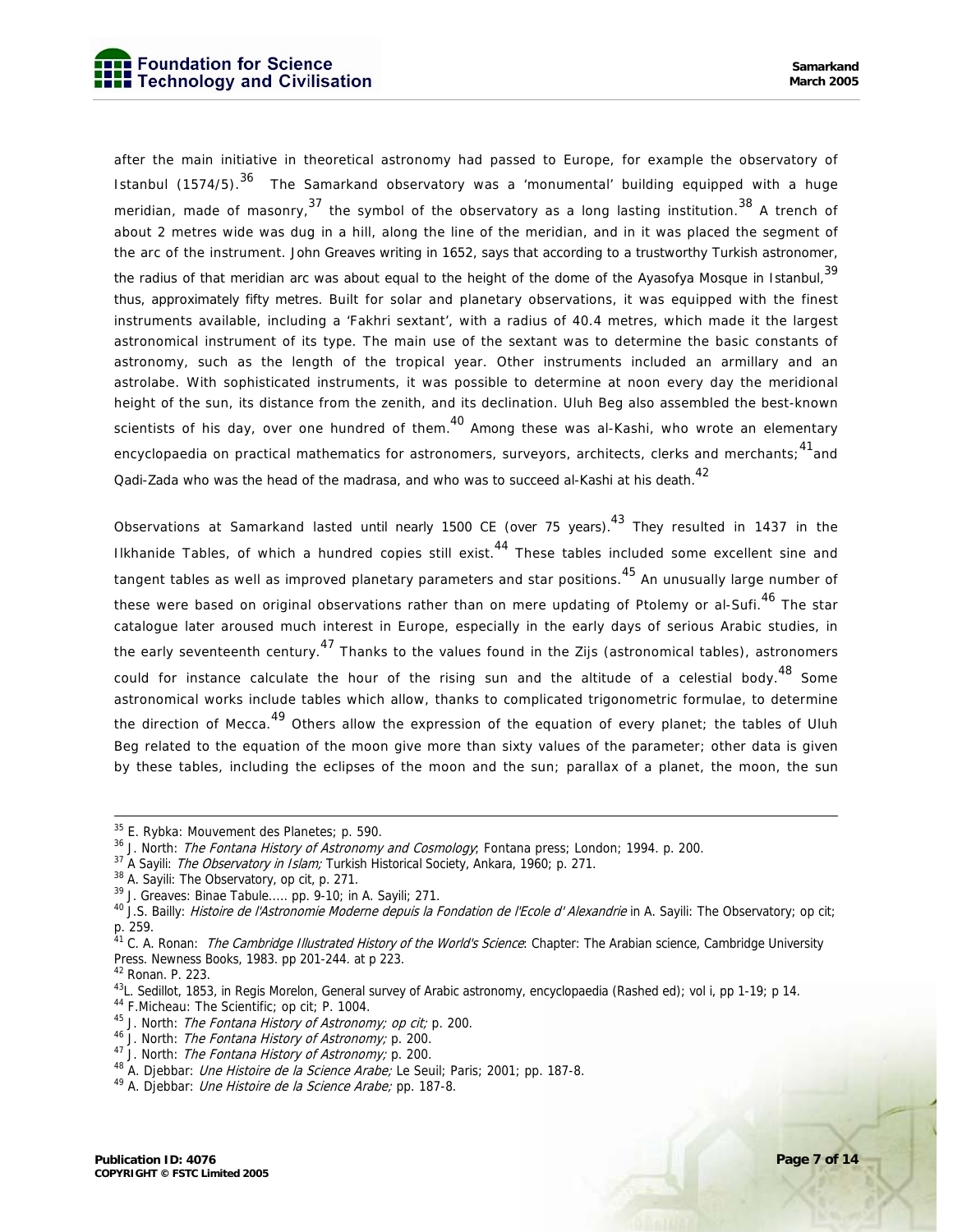after the main initiative in theoretical astronomy had passed to Europe, for example the observatory of Istanbul (1574/5).[36] The Samarkand observatory was a 'monumental' building equipped with a huge meridian, made of masonry,[37] the symbol of the observatory as a long lasting institution.[38] A trench of about 2 metres wide was dug in a hill, along the line of the meridian, and in it was placed the segment of the arc of the instrument. John Greaves writing in 1652, says that according to a trustworthy Turkish astronomer, the radius of that meridian arc was about equal to the height of the dome of the Ayasofya Mosque in Istanbul,[39] thus, approximately fifty metres. Built for solar and planetary observations, it was equipped with the finest instruments available, including a 'Fakhri sextant', with a radius of 40.4 metres, which made it the largest astronomical instrument of its type. The main use of the sextant was to determine the basic constants of astronomy, such as the length of the tropical year. Other instruments included an armillary and an astrolabe. With sophisticated instruments, it was possible to determine at noon every day the meridional height of the sun, its distance from the zenith, and its declination. Uluh Beg also assembled the best-known scientists of his day, over one hundred of them.[40] Among these was al-Kashi, who wrote an elementary encyclopaedia on practical mathematics for astronomers, surveyors, architects, clerks and merchants;[41] and Qadi-Zada who was the head of the madrasa, and who was to succeed al-Kashi at his death.[42]

Observations at Samarkand lasted until nearly 1500 CE (over 75 years).[43] They resulted in 1437 in the Ilkhanide Tables, of which a hundred copies still exist.[44] These tables included some excellent sine and tangent tables as well as improved planetary parameters and star positions.[45] An unusually large number of these were based on original observations rather than on mere updating of Ptolemy or al-Sufi.[46] The star catalogue later aroused much interest in Europe, especially in the early days of serious Arabic studies, in the early seventeenth century.[47] Thanks to the values found in the Zijs (astronomical tables), astronomers could for instance calculate the hour of the rising sun and the altitude of a celestial body.[48] Some astronomical works include tables which allow, thanks to complicated trigonometric formulae, to determine the direction of Mecca.[49] Others allow the expression of the equation of every planet; the tables of Uluh Beg related to the equation of the moon give more than sixty values of the parameter; other data is given by these tables, including the eclipses of the moon and the sun; parallax of a planet, the moon, the sun

---

[35] E. Rybka: Mouvement des Planetes; p. 590.

[36] J. North: *The Fontana History of Astronomy and Cosmology*; Fontana press; London; 1994. p. 200.

[37] A Sayili: *The Observatory in Islam;* Turkish Historical Society, Ankara, 1960; p. 271.

[38] A. Sayili: The Observatory, op cit, p. 271.

[39] J. Greaves: Binae Tabule..... pp. 9-10; in A. Sayili; 271.

[40] J.S. Bailly: *Histoire de l'Astronomie Moderne depuis la Fondation de l'Ecole d' Alexandrie* in A. Sayili: The Observatory; op cit; p. 259.

[41] C. A. Ronan: *The Cambridge Illustrated History of the World's Science*: Chapter: The Arabian science, Cambridge University Press. Newness Books, 1983. pp 201-244. at p 223.

[42] Ronan. P. 223.

[43] L. Sedillot, 1853, in Regis Morelon, General survey of Arabic astronomy, encyclopaedia (Rashed ed); vol i, pp 1-19; p 14.

[44] F.Micheau: The Scientific; op cit; P. 1004.

[45] J. North: *The Fontana History of Astronomy; op cit;* p. 200.

[46] J. North: *The Fontana History of Astronomy;* p. 200.

[47] J. North: *The Fontana History of Astronomy;* p. 200.

[48] A. Djebbar: *Une Histoire de la Science Arabe;* Le Seuil; Paris; 2001; pp. 187-8.

[49] A. Djebbar: *Une Histoire de la Science Arabe;* pp. 187-8.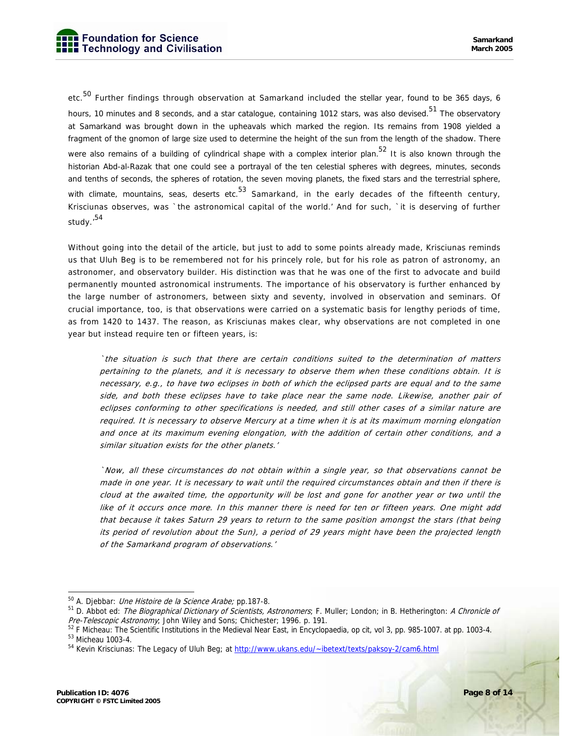etc.[50] Further findings through observation at Samarkand included the stellar year, found to be 365 days, 6 hours, 10 minutes and 8 seconds, and a star catalogue, containing 1012 stars, was also devised.[51] The observatory at Samarkand was brought down in the upheavals which marked the region. Its remains from 1908 yielded a fragment of the gnomon of large size used to determine the height of the sun from the length of the shadow. There were also remains of a building of cylindrical shape with a complex interior plan.[52] It is also known through the historian Abd-al-Razak that one could see a portrayal of the ten celestial spheres with degrees, minutes, seconds and tenths of seconds, the spheres of rotation, the seven moving planets, the fixed stars and the terrestrial sphere, with climate, mountains, seas, deserts etc.[53] Samarkand, in the early decades of the fifteenth century, Krisciunas observes, was `the astronomical capital of the world.' And for such, `it is deserving of further study.'[54]

Without going into the detail of the article, but just to add to some points already made, Krisciunas reminds us that Uluh Beg is to be remembered not for his princely role, but for his role as patron of astronomy, an astronomer, and observatory builder. His distinction was that he was one of the first to advocate and build permanently mounted astronomical instruments. The importance of his observatory is further enhanced by the large number of astronomers, between sixty and seventy, involved in observation and seminars. Of crucial importance, too, is that observations were carried on a systematic basis for lengthy periods of time, as from 1420 to 1437. The reason, as Krisciunas makes clear, why observations are not completed in one year but instead require ten or fifteen years, is:

> *`the situation is such that there are certain conditions suited to the determination of matters pertaining to the planets, and it is necessary to observe them when these conditions obtain. It is necessary, e.g., to have two eclipses in both of which the eclipsed parts are equal and to the same side, and both these eclipses have to take place near the same node. Likewise, another pair of eclipses conforming to other specifications is needed, and still other cases of a similar nature are required. It is necessary to observe Mercury at a time when it is at its maximum morning elongation and once at its maximum evening elongation, with the addition of certain other conditions, and a similar situation exists for the other planets.'*
>
> *`Now, all these circumstances do not obtain within a single year, so that observations cannot be made in one year. It is necessary to wait until the required circumstances obtain and then if there is cloud at the awaited time, the opportunity will be lost and gone for another year or two until the like of it occurs once more. In this manner there is need for ten or fifteen years. One might add that because it takes Saturn 29 years to return to the same position amongst the stars (that being its period of revolution about the Sun), a period of 29 years might have been the projected length of the Samarkand program of observations.'*

---

[50] A. Djebbar: *Une Histoire de la Science Arabe;* pp.187-8.

[51] D. Abbot ed: *The Biographical Dictionary of Scientists, Astronomers*; F. Muller; London; in B. Hetherington: *A Chronicle of Pre-Telescopic Astronomy*; John Wiley and Sons; Chichester; 1996. p. 191.

[52] F Micheau: The Scientific Institutions in the Medieval Near East, in Encyclopaedia, op cit, vol 3, pp. 985-1007. at pp. 1003-4.

[53] Micheau 1003-4.

[54] Kevin Krisciunas: The Legacy of Uluh Beg; at http://www.ukans.edu/~ibetext/texts/paksoy-2/cam6.html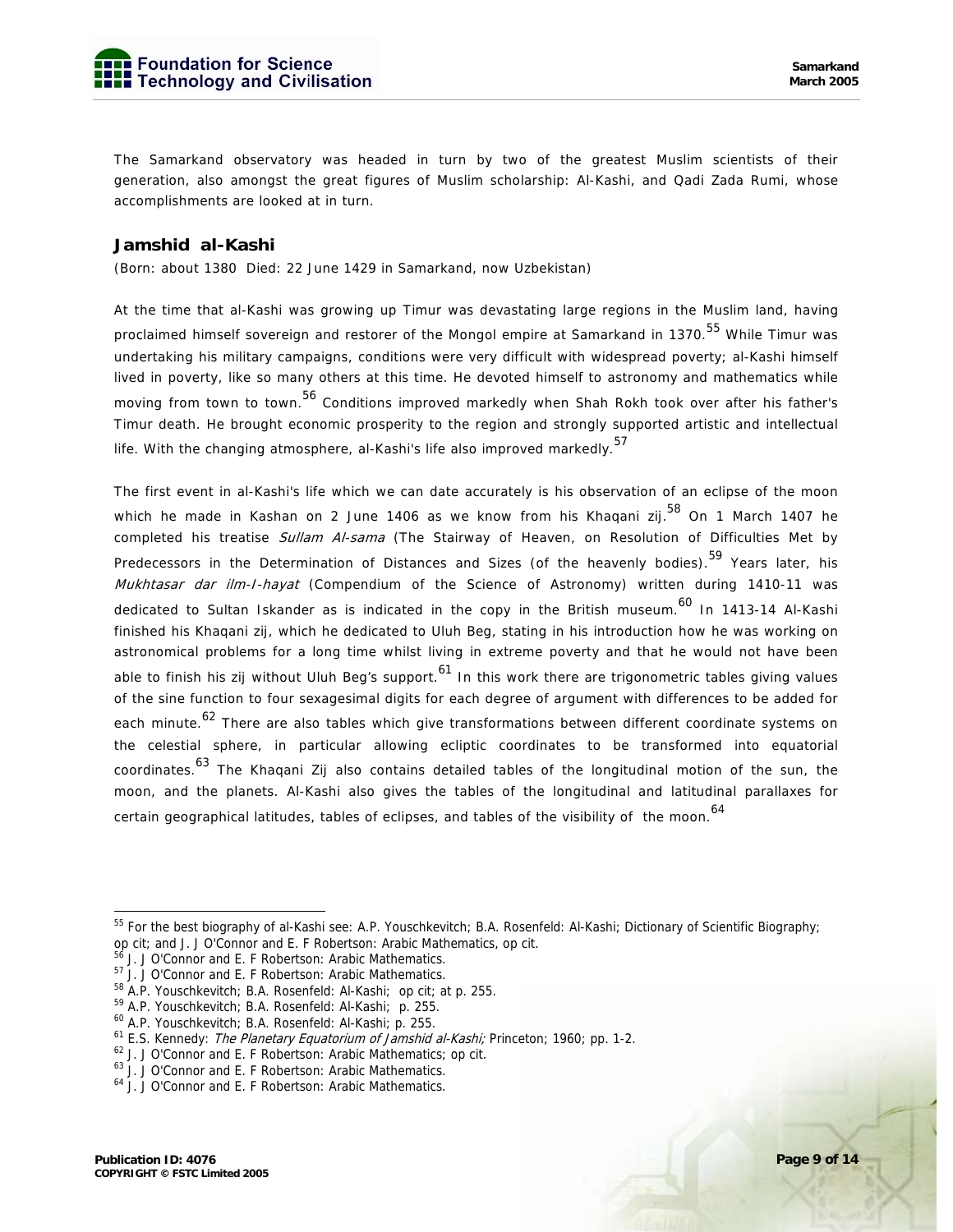The Samarkand observatory was headed in turn by two of the greatest Muslim scientists of their generation, also amongst the great figures of Muslim scholarship: Al-Kashi, and Qadi Zada Rumi, whose accomplishments are looked at in turn.

### Jamshid al-Kashi

(Born: about 1380 Died: 22 June 1429 in Samarkand, now Uzbekistan)

At the time that al-Kashi was growing up Timur was devastating large regions in the Muslim land, having proclaimed himself sovereign and restorer of the Mongol empire at Samarkand in 1370.[55] While Timur was undertaking his military campaigns, conditions were very difficult with widespread poverty; al-Kashi himself lived in poverty, like so many others at this time. He devoted himself to astronomy and mathematics while moving from town to town.[56] Conditions improved markedly when Shah Rokh took over after his father's Timur death. He brought economic prosperity to the region and strongly supported artistic and intellectual life. With the changing atmosphere, al-Kashi's life also improved markedly.[57]

The first event in al-Kashi's life which we can date accurately is his observation of an eclipse of the moon which he made in Kashan on 2 June 1406 as we know from his Khaqani zij.[58] On 1 March 1407 he completed his treatise *Sullam Al-sama* (The Stairway of Heaven, on Resolution of Difficulties Met by Predecessors in the Determination of Distances and Sizes (of the heavenly bodies).[59] Years later, his *Mukhtasar dar ilm-I-hayat* (Compendium of the Science of Astronomy) written during 1410-11 was dedicated to Sultan Iskander as is indicated in the copy in the British museum.[60] In 1413-14 Al-Kashi finished his Khaqani zij, which he dedicated to Uluh Beg, stating in his introduction how he was working on astronomical problems for a long time whilst living in extreme poverty and that he would not have been able to finish his zij without Uluh Beg's support.[61] In this work there are trigonometric tables giving values of the sine function to four sexagesimal digits for each degree of argument with differences to be added for each minute.[62] There are also tables which give transformations between different coordinate systems on the celestial sphere, in particular allowing ecliptic coordinates to be transformed into equatorial coordinates.[63] The Khaqani Zij also contains detailed tables of the longitudinal motion of the sun, the moon, and the planets. Al-Kashi also gives the tables of the longitudinal and latitudinal parallaxes for certain geographical latitudes, tables of eclipses, and tables of the visibility of the moon.[64]

---

[55] For the best biography of al-Kashi see: A.P. Youschkevitch; B.A. Rosenfeld: Al-Kashi; Dictionary of Scientific Biography; op cit; and J. J O'Connor and E. F Robertson: Arabic Mathematics, op cit.

[56] J. J O'Connor and E. F Robertson: Arabic Mathematics.

[57] J. J O'Connor and E. F Robertson: Arabic Mathematics.

[58] A.P. Youschkevitch; B.A. Rosenfeld: Al-Kashi; op cit; at p. 255.

[59] A.P. Youschkevitch; B.A. Rosenfeld: Al-Kashi; p. 255.

[60] A.P. Youschkevitch; B.A. Rosenfeld: Al-Kashi; p. 255.

[61] E.S. Kennedy: *The Planetary Equatorium of Jamshid al-Kashi;* Princeton; 1960; pp. 1-2.

[62] J. J O'Connor and E. F Robertson: Arabic Mathematics; op cit.

[63] J. J O'Connor and E. F Robertson: Arabic Mathematics.

[64] J. J O'Connor and E. F Robertson: Arabic Mathematics.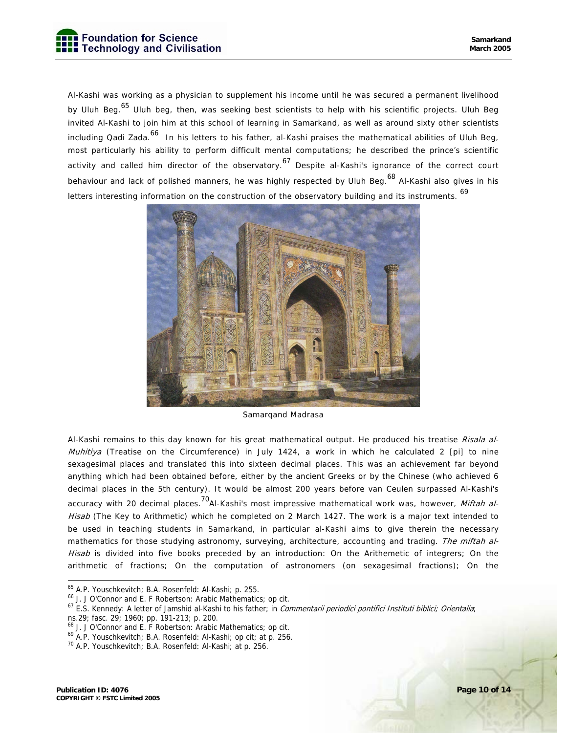Al-Kashi was working as a physician to supplement his income until he was secured a permanent livelihood by Uluh Beg.[65] Uluh beg, then, was seeking best scientists to help with his scientific projects. Uluh Beg invited Al-Kashi to join him at this school of learning in Samarkand, as well as around sixty other scientists including Qadi Zada.[66] In his letters to his father, al-Kashi praises the mathematical abilities of Uluh Beg, most particularly his ability to perform difficult mental computations; he described the prince's scientific activity and called him director of the observatory.[67] Despite al-Kashi's ignorance of the correct court behaviour and lack of polished manners, he was highly respected by Uluh Beg.[68] Al-Kashi also gives in his letters interesting information on the construction of the observatory building and its instruments.[69]

Samarqand Madrasa

Al-Kashi remains to this day known for his great mathematical output. He produced his treatise *Risala al-Muhitiya* (Treatise on the Circumference) in July 1424, a work in which he calculated 2 [pi] to nine sexagesimal places and translated this into sixteen decimal places. This was an achievement far beyond anything which had been obtained before, either by the ancient Greeks or by the Chinese (who achieved 6 decimal places in the 5th century). It would be almost 200 years before van Ceulen surpassed Al-Kashi's accuracy with 20 decimal places.[70]Al-Kashi's most impressive mathematical work was, however, *Miftah al-Hisab* (The Key to Arithmetic) which he completed on 2 March 1427. The work is a major text intended to be used in teaching students in Samarkand, in particular al-Kashi aims to give therein the necessary mathematics for those studying astronomy, surveying, architecture, accounting and trading. *The miftah al-Hisab* is divided into five books preceded by an introduction: On the Arithemetic of integrers; On the arithmetic of fractions; On the computation of astronomers (on sexagesimal fractions); On the

---

[65] A.P. Youschkevitch; B.A. Rosenfeld: Al-Kashi; p. 255.

[66] J. J O'Connor and E. F Robertson: Arabic Mathematics; op cit.

[67] E.S. Kennedy: A letter of Jamshid al-Kashi to his father; in *Commentarii periodici pontifici Instituti biblici; Orientalia*; ns.29; fasc. 29; 1960; pp. 191-213; p. 200.

[68] J. J O'Connor and E. F Robertson: Arabic Mathematics; op cit.

[69] A.P. Youschkevitch; B.A. Rosenfeld: Al-Kashi; op cit; at p. 256.

[70] A.P. Youschkevitch; B.A. Rosenfeld: Al-Kashi; at p. 256.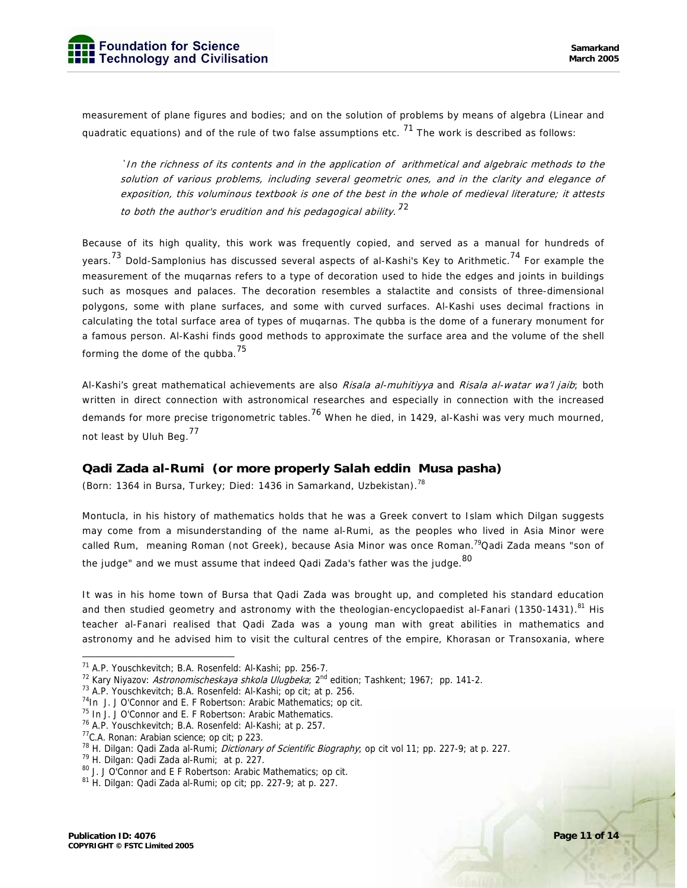measurement of plane figures and bodies; and on the solution of problems by means of algebra (Linear and quadratic equations) and of the rule of two false assumptions etc. [71] The work is described as follows:

> *`In the richness of its contents and in the application of arithmetical and algebraic methods to the solution of various problems, including several geometric ones, and in the clarity and elegance of exposition, this voluminous textbook is one of the best in the whole of medieval literature; it attests to both the author's erudition and his pedagogical ability.'*[72]

Because of its high quality, this work was frequently copied, and served as a manual for hundreds of years.[73] Dold-Samplonius has discussed several aspects of al-Kashi's Key to Arithmetic.[74] For example the measurement of the muqarnas refers to a type of decoration used to hide the edges and joints in buildings such as mosques and palaces. The decoration resembles a stalactite and consists of three-dimensional polygons, some with plane surfaces, and some with curved surfaces. Al-Kashi uses decimal fractions in calculating the total surface area of types of muqarnas. The qubba is the dome of a funerary monument for a famous person. Al-Kashi finds good methods to approximate the surface area and the volume of the shell forming the dome of the qubba.[75]

Al-Kashi's great mathematical achievements are also *Risala al-muhitiyya* and *Risala al-watar wa'l jaib*; both written in direct connection with astronomical researches and especially in connection with the increased demands for more precise trigonometric tables.[76] When he died, in 1429, al-Kashi was very much mourned, not least by Uluh Beg.[77]

### Qadi Zada al-Rumi (or more properly Salah eddin Musa pasha)

(Born: 1364 in Bursa, Turkey; Died: 1436 in Samarkand, Uzbekistan).[78]

Montucla, in his history of mathematics holds that he was a Greek convert to Islam which Dilgan suggests may come from a misunderstanding of the name al-Rumi, as the peoples who lived in Asia Minor were called Rum, meaning Roman (not Greek), because Asia Minor was once Roman.[79]Qadi Zada means "son of the judge" and we must assume that indeed Qadi Zada's father was the judge.[80]

It was in his home town of Bursa that Qadi Zada was brought up, and completed his standard education and then studied geometry and astronomy with the theologian-encyclopaedist al-Fanari (1350-1431).[81] His teacher al-Fanari realised that Qadi Zada was a young man with great abilities in mathematics and astronomy and he advised him to visit the cultural centres of the empire, Khorasan or Transoxania, where

---

[71] A.P. Youschkevitch; B.A. Rosenfeld: Al-Kashi; pp. 256-7.

[72] Kary Niyazov: *Astronomischeskaya shkola Ulugbeka*; 2nd edition; Tashkent; 1967; pp. 141-2.

[73] A.P. Youschkevitch; B.A. Rosenfeld: Al-Kashi; op cit; at p. 256.

[74] In J. J O'Connor and E. F Robertson: Arabic Mathematics; op cit.

[75] In J. J O'Connor and E. F Robertson: Arabic Mathematics.

[76] A.P. Youschkevitch; B.A. Rosenfeld: Al-Kashi; at p. 257.

[77] C.A. Ronan: Arabian science; op cit; p 223.

[78] H. Dilgan: Qadi Zada al-Rumi; *Dictionary of Scientific Biography*; op cit vol 11; pp. 227-9; at p. 227.

[79] H. Dilgan: Qadi Zada al-Rumi; at p. 227.

[80] J. J O'Connor and E F Robertson: Arabic Mathematics; op cit.

[81] H. Dilgan: Qadi Zada al-Rumi; op cit; pp. 227-9; at p. 227.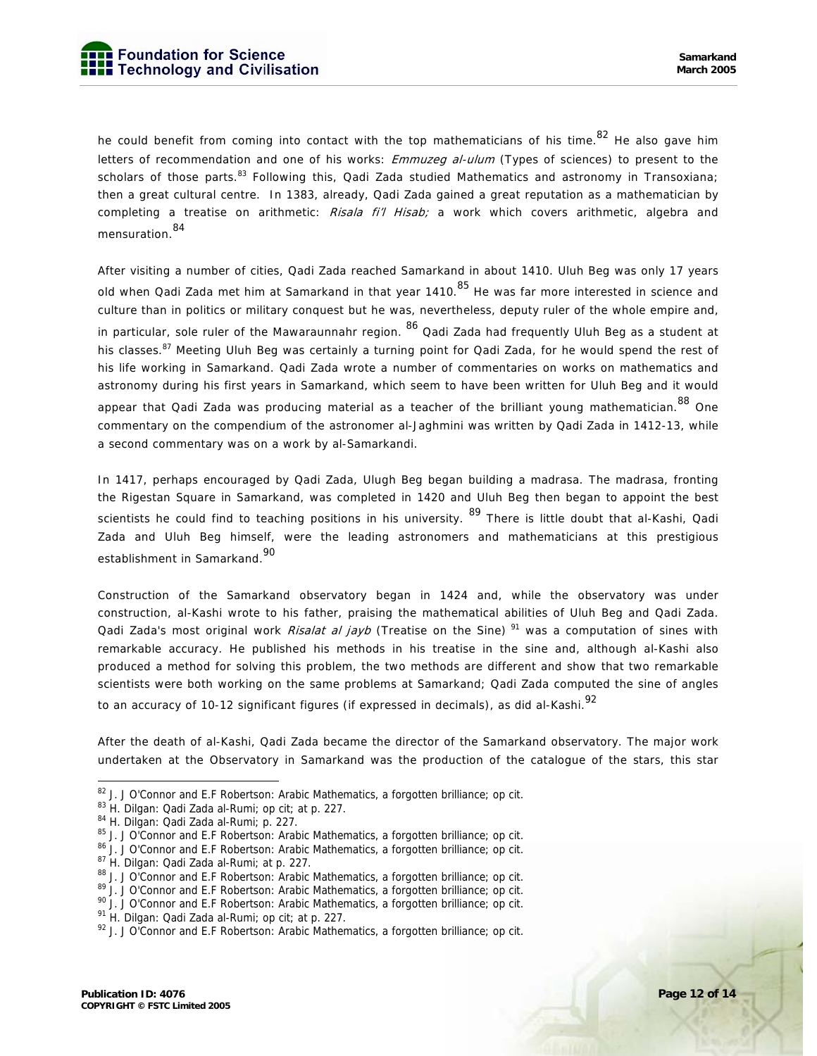he could benefit from coming into contact with the top mathematicians of his time.[82] He also gave him letters of recommendation and one of his works: *Emmuzeg al-ulum* (Types of sciences) to present to the scholars of those parts.[83] Following this, Qadi Zada studied Mathematics and astronomy in Transoxiana; then a great cultural centre. In 1383, already, Qadi Zada gained a great reputation as a mathematician by completing a treatise on arithmetic: *Risala fi'l Hisab;* a work which covers arithmetic, algebra and mensuration.[84]

After visiting a number of cities, Qadi Zada reached Samarkand in about 1410. Uluh Beg was only 17 years old when Qadi Zada met him at Samarkand in that year 1410.[85] He was far more interested in science and culture than in politics or military conquest but he was, nevertheless, deputy ruler of the whole empire and, in particular, sole ruler of the Mawaraunnahr region.[86] Qadi Zada had frequently Uluh Beg as a student at his classes.[87] Meeting Uluh Beg was certainly a turning point for Qadi Zada, for he would spend the rest of his life working in Samarkand. Qadi Zada wrote a number of commentaries on works on mathematics and astronomy during his first years in Samarkand, which seem to have been written for Uluh Beg and it would appear that Qadi Zada was producing material as a teacher of the brilliant young mathematician.[88] One commentary on the compendium of the astronomer al-Jaghmini was written by Qadi Zada in 1412-13, while a second commentary was on a work by al-Samarkandi.

In 1417, perhaps encouraged by Qadi Zada, Ulugh Beg began building a madrasa. The madrasa, fronting the Rigestan Square in Samarkand, was completed in 1420 and Uluh Beg then began to appoint the best scientists he could find to teaching positions in his university.[89] There is little doubt that al-Kashi, Qadi Zada and Uluh Beg himself, were the leading astronomers and mathematicians at this prestigious establishment in Samarkand.[90]

Construction of the Samarkand observatory began in 1424 and, while the observatory was under construction, al-Kashi wrote to his father, praising the mathematical abilities of Uluh Beg and Qadi Zada. Qadi Zada's most original work *Risalat al jayb* (Treatise on the Sine)[91] was a computation of sines with remarkable accuracy. He published his methods in his treatise in the sine and, although al-Kashi also produced a method for solving this problem, the two methods are different and show that two remarkable scientists were both working on the same problems at Samarkand; Qadi Zada computed the sine of angles to an accuracy of 10-12 significant figures (if expressed in decimals), as did al-Kashi.[92]

After the death of al-Kashi, Qadi Zada became the director of the Samarkand observatory. The major work undertaken at the Observatory in Samarkand was the production of the catalogue of the stars, this star

---

[82] J. J O'Connor and E.F Robertson: Arabic Mathematics, a forgotten brilliance; op cit.
[83] H. Dilgan: Qadi Zada al-Rumi; op cit; at p. 227.
[84] H. Dilgan: Qadi Zada al-Rumi; p. 227.
[85] J. J O'Connor and E.F Robertson: Arabic Mathematics, a forgotten brilliance; op cit.
[86] J. J O'Connor and E.F Robertson: Arabic Mathematics, a forgotten brilliance; op cit.
[87] H. Dilgan: Qadi Zada al-Rumi; at p. 227.
[88] J. J O'Connor and E.F Robertson: Arabic Mathematics, a forgotten brilliance; op cit.
[89] J. J O'Connor and E.F Robertson: Arabic Mathematics, a forgotten brilliance; op cit.
[90] J. J O'Connor and E.F Robertson: Arabic Mathematics, a forgotten brilliance; op cit.
[91] H. Dilgan: Qadi Zada al-Rumi; op cit; at p. 227.
[92] J. J O'Connor and E.F Robertson: Arabic Mathematics, a forgotten brilliance; op cit.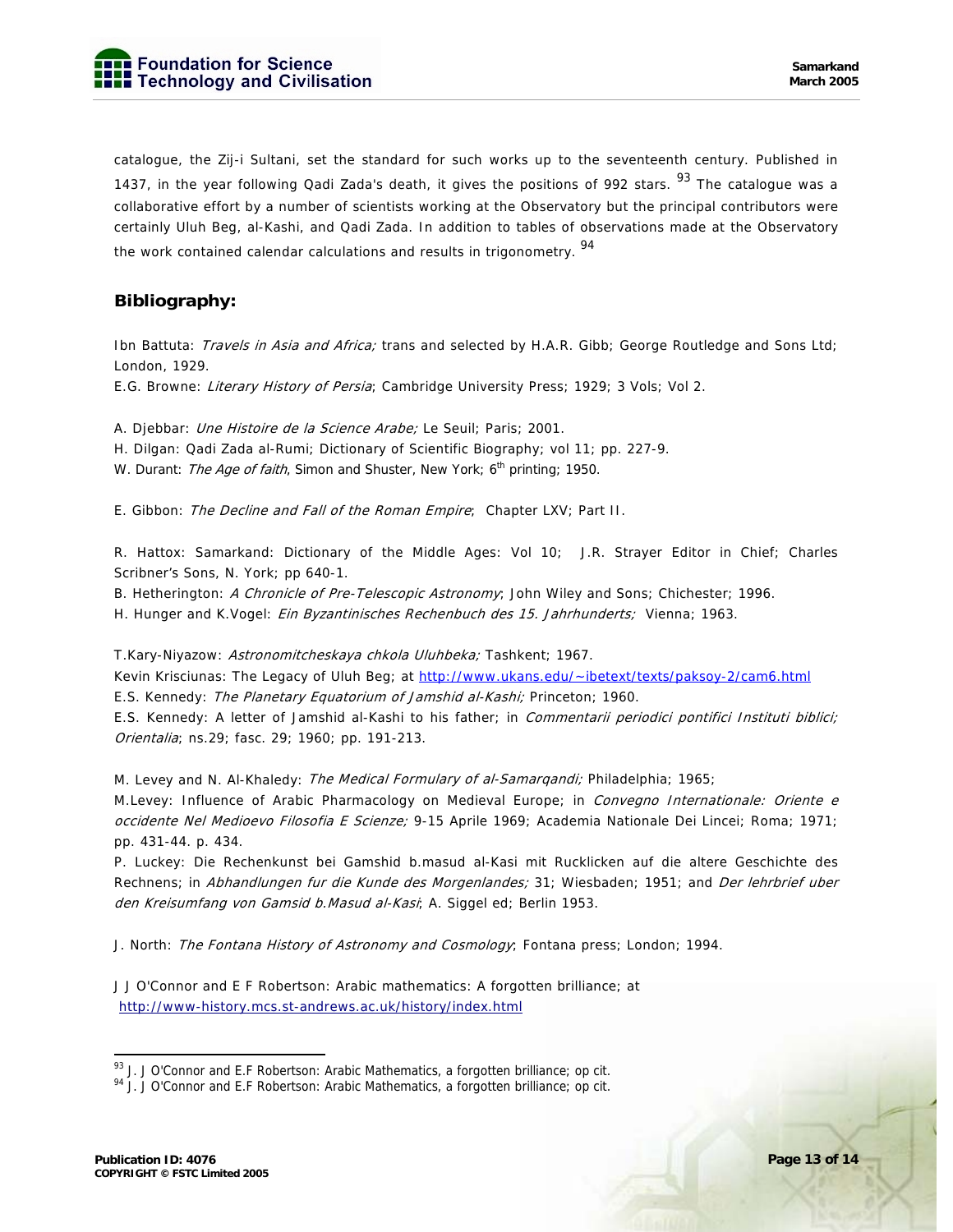catalogue, the Zij-i Sultani, set the standard for such works up to the seventeenth century. Published in 1437, in the year following Qadi Zada's death, it gives the positions of 992 stars. [93] The catalogue was a collaborative effort by a number of scientists working at the Observatory but the principal contributors were certainly Uluh Beg, al-Kashi, and Qadi Zada. In addition to tables of observations made at the Observatory the work contained calendar calculations and results in trigonometry. [94]

## Bibliography:

Ibn Battuta: *Travels in Asia and Africa;* trans and selected by H.A.R. Gibb; George Routledge and Sons Ltd; London, 1929.
E.G. Browne: *Literary History of Persia*; Cambridge University Press; 1929; 3 Vols; Vol 2.

A. Djebbar: *Une Histoire de la Science Arabe;* Le Seuil; Paris; 2001.
H. Dilgan: Qadi Zada al-Rumi; Dictionary of Scientific Biography; vol 11; pp. 227-9.
W. Durant: *The Age of faith*, Simon and Shuster, New York; 6th printing; 1950.

E. Gibbon: *The Decline and Fall of the Roman Empire*; Chapter LXV; Part II.

R. Hattox: Samarkand: Dictionary of the Middle Ages: Vol 10; J.R. Strayer Editor in Chief; Charles Scribner's Sons, N. York; pp 640-1.
B. Hetherington: *A Chronicle of Pre-Telescopic Astronomy*; John Wiley and Sons; Chichester; 1996.
H. Hunger and K.Vogel: *Ein Byzantinisches Rechenbuch des 15. Jahrhunderts;* Vienna; 1963.

T.Kary-Niyazow: *Astronomitcheskaya chkola Uluhbeka;* Tashkent; 1967.
Kevin Krisciunas: The Legacy of Uluh Beg; at http://www.ukans.edu/~ibetext/texts/paksoy-2/cam6.html
E.S. Kennedy: *The Planetary Equatorium of Jamshid al-Kashi;* Princeton; 1960.
E.S. Kennedy: A letter of Jamshid al-Kashi to his father; in *Commentarii periodici pontifici Instituti biblici; Orientalia*; ns.29; fasc. 29; 1960; pp. 191-213.

M. Levey and N. Al-Khaledy: *The Medical Formulary of al-Samarqandi;* Philadelphia; 1965;
M.Levey: Influence of Arabic Pharmacology on Medieval Europe; in *Convegno Internationale: Oriente e occidente Nel Medioevo Filosofia E Scienze;* 9-15 Aprile 1969; Academia Nationale Dei Lincei; Roma; 1971; pp. 431-44. p. 434.
P. Luckey: Die Rechenkunst bei Gamshid b.masud al-Kasi mit Rucklicken auf die altere Geschichte des Rechnens; in *Abhandlungen fur die Kunde des Morgenlandes;* 31; Wiesbaden; 1951; and *Der lehrbrief uber den Kreisumfang von Gamsid b.Masud al-Kasi*; A. Siggel ed; Berlin 1953.

J. North: *The Fontana History of Astronomy and Cosmology*; Fontana press; London; 1994.

J J O'Connor and E F Robertson: Arabic mathematics: A forgotten brilliance; at http://www-history.mcs.st-andrews.ac.uk/history/index.html

---

[93] J. J O'Connor and E.F Robertson: Arabic Mathematics, a forgotten brilliance; op cit.
[94] J. J O'Connor and E.F Robertson: Arabic Mathematics, a forgotten brilliance; op cit.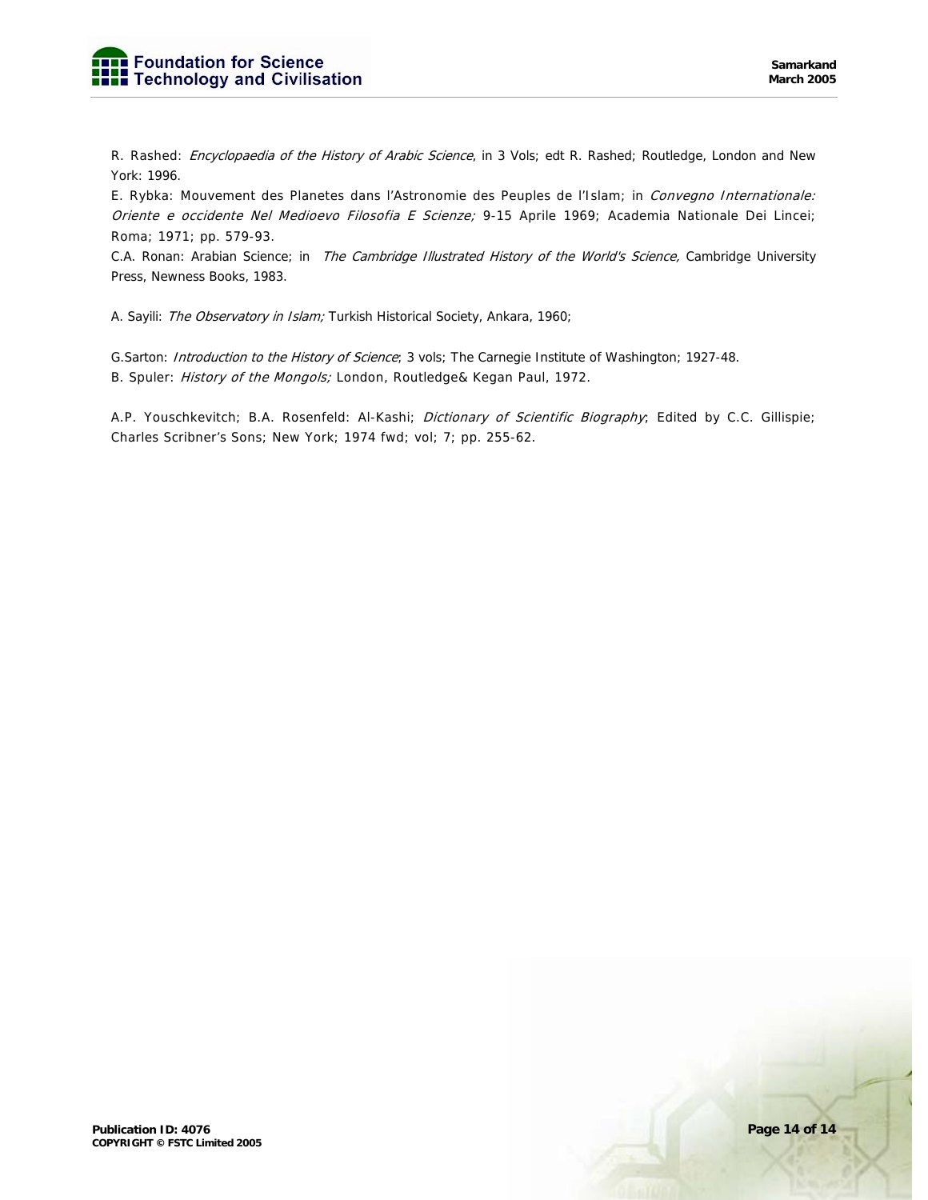R. Rashed: *Encyclopaedia of the History of Arabic Science*, in 3 Vols; edt R. Rashed; Routledge, London and New York: 1996.

E. Rybka: Mouvement des Planetes dans l'Astronomie des Peuples de l'Islam; in *Convegno Internationale: Oriente e occidente Nel Medioevo Filosofia E Scienze;* 9-15 Aprile 1969; Academia Nationale Dei Lincei; Roma; 1971; pp. 579-93.

C.A. Ronan: Arabian Science; in *The Cambridge Illustrated History of the World's Science,* Cambridge University Press, Newness Books, 1983.

A. Sayili: *The Observatory in Islam;* Turkish Historical Society, Ankara, 1960;

G.Sarton: *Introduction to the History of Science*; 3 vols; The Carnegie Institute of Washington; 1927-48.

B. Spuler: *History of the Mongols;* London, Routledge& Kegan Paul, 1972.

A.P. Youschkevitch; B.A. Rosenfeld: Al-Kashi; *Dictionary of Scientific Biography*; Edited by C.C. Gillispie; Charles Scribner's Sons; New York; 1974 fwd; vol; 7; pp. 255-62.